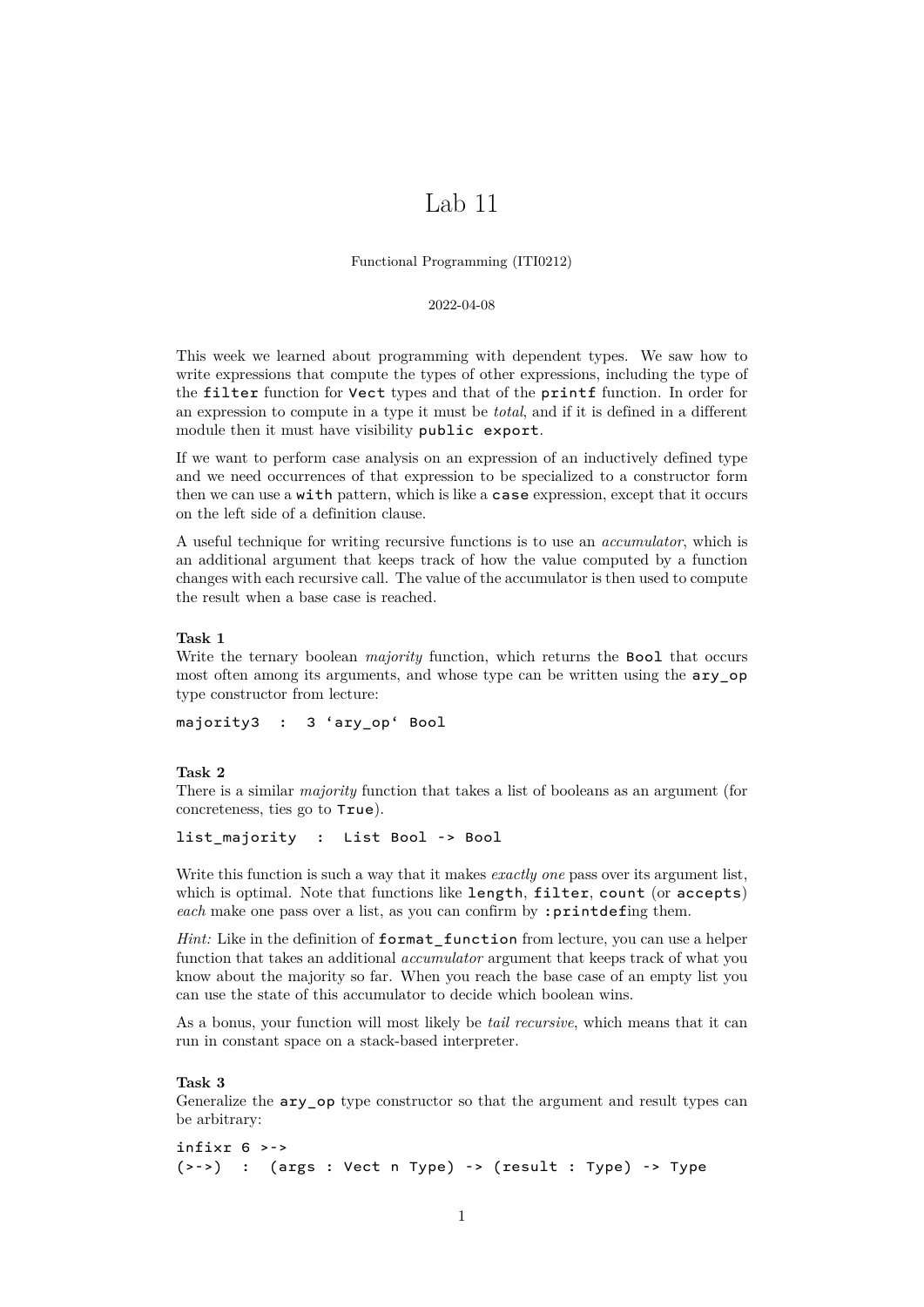# Lab 11

Functional Programming (ITI0212)

2022-04-08

This week we learned about programming with dependent types. We saw how to write expressions that compute the types of other expressions, including the type of the `filter` function for `Vect` types and that of the `printf` function. In order for an expression to compute in a type it must be *total*, and if it is defined in a different module then it must have visibility `public export`.

If we want to perform case analysis on an expression of an inductively defined type and we need occurrences of that expression to be specialized to a constructor form then we can use a `with` pattern, which is like a `case` expression, except that it occurs on the left side of a definition clause.

A useful technique for writing recursive functions is to use an *accumulator*, which is an additional argument that keeps track of how the value computed by a function changes with each recursive call. The value of the accumulator is then used to compute the result when a base case is reached.

**Task 1**
Write the ternary boolean *majority* function, which returns the `Bool` that occurs most often among its arguments, and whose type can be written using the `ary_op` type constructor from lecture:

```
majority3  :  3 `ary_op` Bool
```

**Task 2**
There is a similar *majority* function that takes a list of booleans as an argument (for concreteness, ties go to `True`).

```
list_majority  :  List Bool -> Bool
```

Write this function is such a way that it makes *exactly one* pass over its argument list, which is optimal. Note that functions like `length`, `filter`, `count` (or `accepts`) *each* make one pass over a list, as you can confirm by `:printdef`ing them.

*Hint:* Like in the definition of `format_function` from lecture, you can use a helper function that takes an additional *accumulator* argument that keeps track of what you know about the majority so far. When you reach the base case of an empty list you can use the state of this accumulator to decide which boolean wins.

As a bonus, your function will most likely be *tail recursive*, which means that it can run in constant space on a stack-based interpreter.

**Task 3**
Generalize the `ary_op` type constructor so that the argument and result types can be arbitrary:

```
infixr 6 >->
(>->)  :  (args : Vect n Type) -> (result : Type) -> Type
```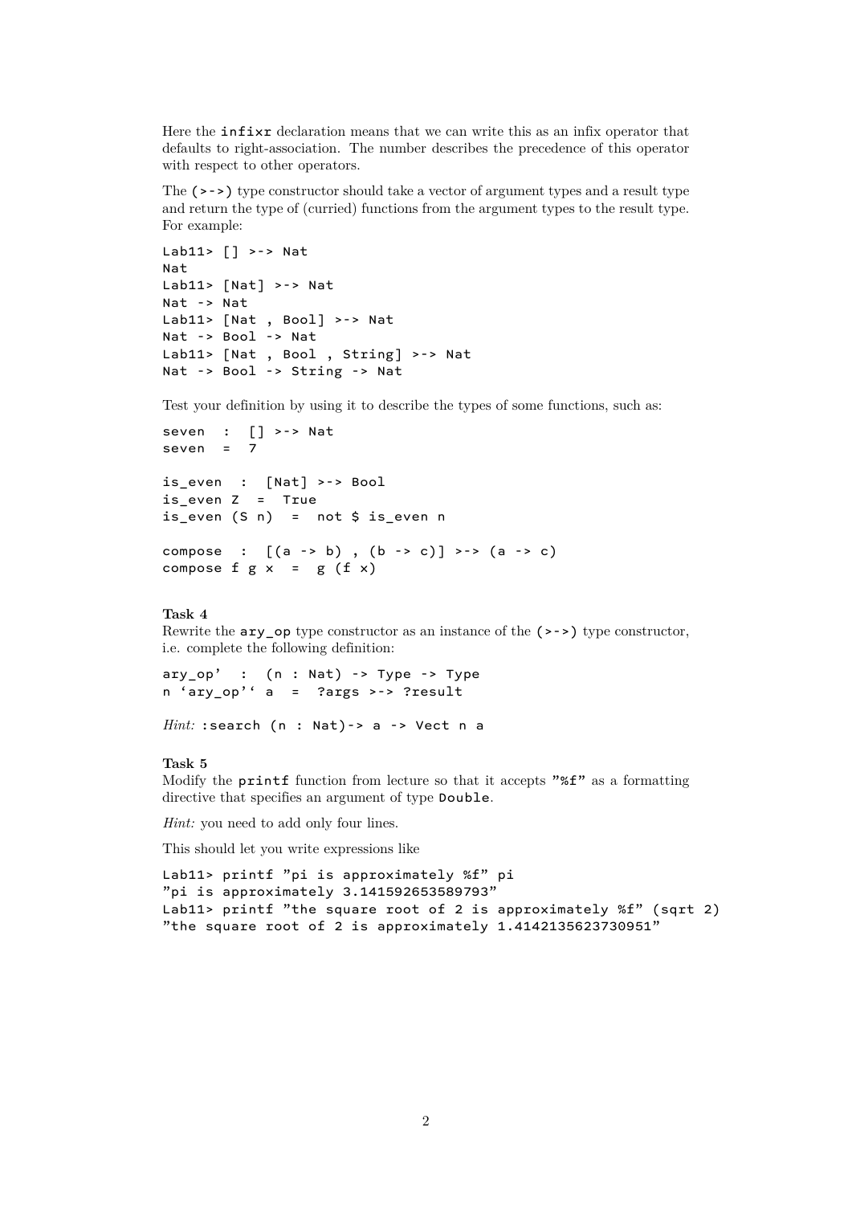Here the `infixr` declaration means that we can write this as an infix operator that defaults to right-association. The number describes the precedence of this operator with respect to other operators.

The `(>->)` type constructor should take a vector of argument types and a result type and return the type of (curried) functions from the argument types to the result type. For example:

```
Lab11> [] >-> Nat
Nat
Lab11> [Nat] >-> Nat
Nat -> Nat
Lab11> [Nat , Bool] >-> Nat
Nat -> Bool -> Nat
Lab11> [Nat , Bool , String] >-> Nat
Nat -> Bool -> String -> Nat
```

Test your definition by using it to describe the types of some functions, such as:

```
seven  :  [] >-> Nat
seven  =  7

is_even  :  [Nat] >-> Bool
is_even Z  =  True
is_even (S n)  =  not $ is_even n

compose  :  [(a -> b) , (b -> c)] >-> (a -> c)
compose f g x  =  g (f x)
```

**Task 4**
Rewrite the `ary_op` type constructor as an instance of the `(>->)` type constructor, i.e. complete the following definition:

```
ary_op'  :  (n : Nat) -> Type -> Type
n `ary_op'` a  =  ?args >-> ?result
```

*Hint:* `:search (n : Nat)-> a -> Vect n a`

**Task 5**
Modify the `printf` function from lecture so that it accepts "%f" as a formatting directive that specifies an argument of type `Double`.

*Hint:* you need to add only four lines.

This should let you write expressions like

```
Lab11> printf "pi is approximately %f" pi
"pi is approximately 3.141592653589793"
Lab11> printf "the square root of 2 is approximately %f" (sqrt 2)
"the square root of 2 is approximately 1.4142135623730951"
```